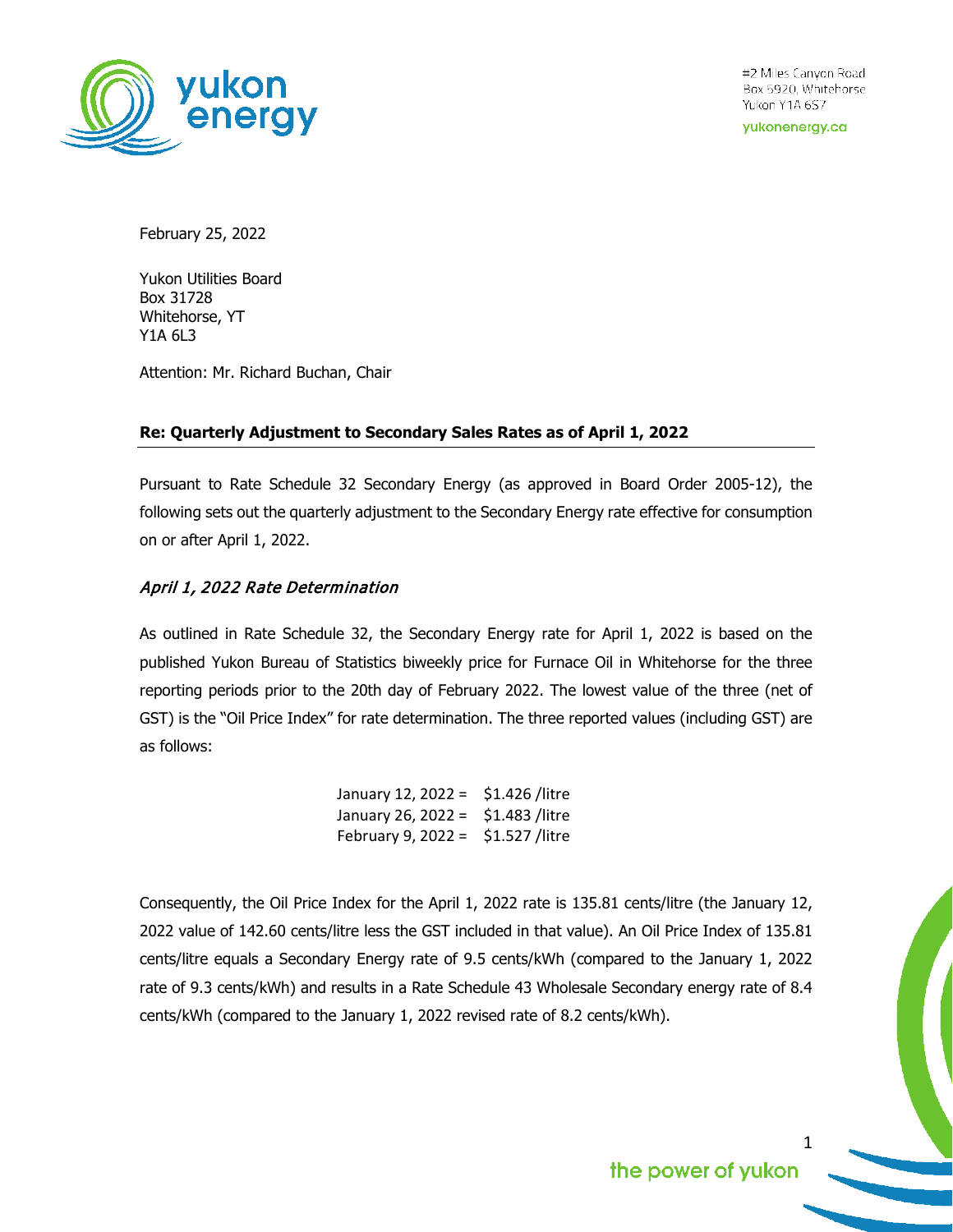#2 Miles Canyon Road
Box 5920, Whitehorse
Yukon Y1A 6S7

yukonenergy.ca

February 25, 2022

Yukon Utilities Board
Box 31728
Whitehorse, YT
Y1A 6L3

Attention: Mr. Richard Buchan, Chair

**Re: Quarterly Adjustment to Secondary Sales Rates as of April 1, 2022**

Pursuant to Rate Schedule 32 Secondary Energy (as approved in Board Order 2005-12), the following sets out the quarterly adjustment to the Secondary Energy rate effective for consumption on or after April 1, 2022.

### *April 1, 2022 Rate Determination*

As outlined in Rate Schedule 32, the Secondary Energy rate for April 1, 2022 is based on the published Yukon Bureau of Statistics biweekly price for Furnace Oil in Whitehorse for the three reporting periods prior to the 20th day of February 2022. The lowest value of the three (net of GST) is the "Oil Price Index" for rate determination. The three reported values (including GST) are as follows:

January 12, 2022 = $1.426 /litre
January 26, 2022 = $1.483 /litre
February 9, 2022 = $1.527 /litre

Consequently, the Oil Price Index for the April 1, 2022 rate is 135.81 cents/litre (the January 12, 2022 value of 142.60 cents/litre less the GST included in that value). An Oil Price Index of 135.81 cents/litre equals a Secondary Energy rate of 9.5 cents/kWh (compared to the January 1, 2022 rate of 9.3 cents/kWh) and results in a Rate Schedule 43 Wholesale Secondary energy rate of 8.4 cents/kWh (compared to the January 1, 2022 revised rate of 8.2 cents/kWh).

the power of yukon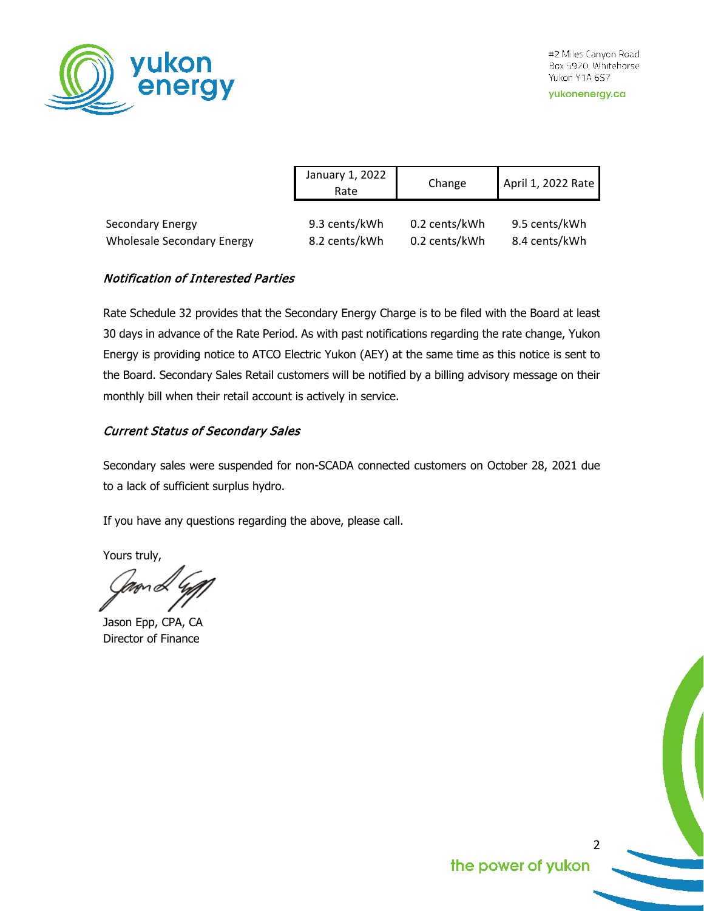| | January 1, 2022 Rate | Change | April 1, 2022 Rate |
|---|---|---|---|
| Secondary Energy | 9.3 cents/kWh | 0.2 cents/kWh | 9.5 cents/kWh |
| Wholesale Secondary Energy | 8.2 cents/kWh | 0.2 cents/kWh | 8.4 cents/kWh |

### *Notification of Interested Parties*

Rate Schedule 32 provides that the Secondary Energy Charge is to be filed with the Board at least 30 days in advance of the Rate Period. As with past notifications regarding the rate change, Yukon Energy is providing notice to ATCO Electric Yukon (AEY) at the same time as this notice is sent to the Board. Secondary Sales Retail customers will be notified by a billing advisory message on their monthly bill when their retail account is actively in service.

### *Current Status of Secondary Sales*

Secondary sales were suspended for non-SCADA connected customers on October 28, 2021 due to a lack of sufficient surplus hydro.

If you have any questions regarding the above, please call.

Yours truly,

Jason Epp, CPA, CA
Director of Finance